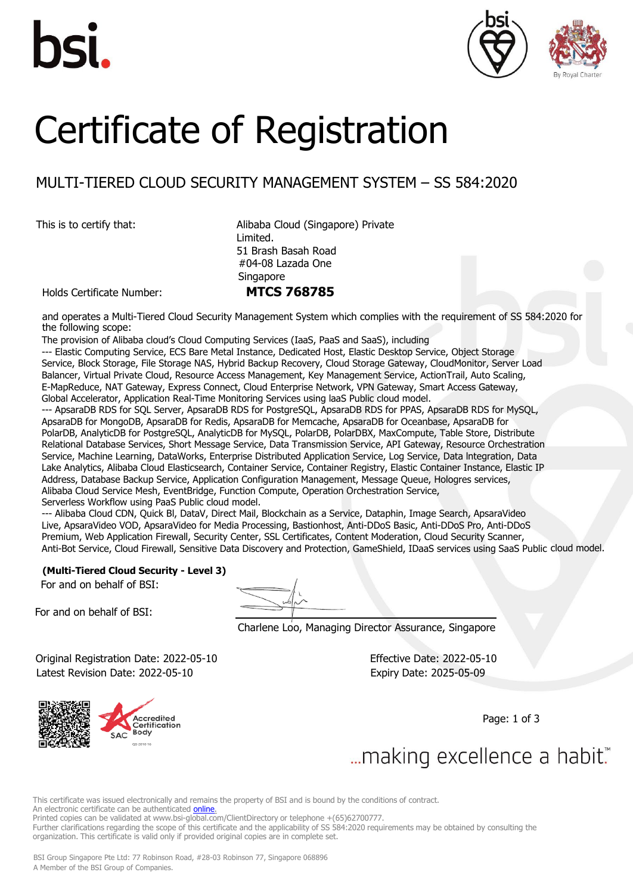# Certificate of Registration

## MULTI-TIERED CLOUD SECURITY MANAGEMENT SYSTEM – SS 584:2020

This is to certify that:

Alibaba Cloud (Singapore) Private Limited.
51 Brash Basah Road
#04-08 Lazada One
Singapore

Holds Certificate Number: **MTCS 768785**

and operates a Multi-Tiered Cloud Security Management System which complies with the requirement of SS 584:2020 for the following scope:

The provision of Alibaba cloud's Cloud Computing Services (IaaS, PaaS and SaaS), including

--- Elastic Computing Service, ECS Bare Metal Instance, Dedicated Host, Elastic Desktop Service, Object Storage Service, Block Storage, File Storage NAS, Hybrid Backup Recovery, Cloud Storage Gateway, CloudMonitor, Server Load Balancer, Virtual Private Cloud, Resource Access Management, Key Management Service, ActionTrail, Auto Scaling, E-MapReduce, NAT Gateway, Express Connect, Cloud Enterprise Network, VPN Gateway, Smart Access Gateway, Global Accelerator, Application Real-Time Monitoring Services using IaaS Public cloud model.

--- ApsaraDB RDS for SQL Server, ApsaraDB RDS for PostgreSQL, ApsaraDB RDS for PPAS, ApsaraDB RDS for MySQL, ApsaraDB for MongoDB, ApsaraDB for Redis, ApsaraDB for Memcache, ApsaraDB for Oceanbase, ApsaraDB for PolarDB, AnalyticDB for PostgreSQL, AnalyticDB for MySQL, PolarDB, PolarDBX, MaxCompute, Table Store, Distribute Relational Database Services, Short Message Service, Data Transmission Service, API Gateway, Resource Orchestration Service, Machine Learning, DataWorks, Enterprise Distributed Application Service, Log Service, Data Integration, Data Lake Analytics, Alibaba Cloud Elasticsearch, Container Service, Container Registry, Elastic Container Instance, Elastic IP Address, Database Backup Service, Application Configuration Management, Message Queue, Hologres services, Alibaba Cloud Service Mesh, EventBridge, Function Compute, Operation Orchestration Service, Serverless Workflow using PaaS Public cloud model.

--- Alibaba Cloud CDN, Quick BI, DataV, Direct Mail, Blockchain as a Service, Dataphin, Image Search, ApsaraVideo Live, ApsaraVideo VOD, ApsaraVideo for Media Processing, Bastionhost, Anti-DDoS Basic, Anti-DDoS Pro, Anti-DDoS Premium, Web Application Firewall, Security Center, SSL Certificates, Content Moderation, Cloud Security Scanner, Anti-Bot Service, Cloud Firewall, Sensitive Data Discovery and Protection, GameShield, IDaaS services using SaaS Public cloud model.

**(Multi-Tiered Cloud Security - Level 3)**

For and on behalf of BSI:

For and on behalf of BSI:

Charlene Loo, Managing Director Assurance, Singapore

Original Registration Date: 2022-05-10
Latest Revision Date: 2022-05-10

Effective Date: 2022-05-10
Expiry Date: 2025-05-09

...making excellence a habit.™

This certificate was issued electronically and remains the property of BSI and is bound by the conditions of contract.
An electronic certificate can be authenticated online.
Printed copies can be validated at www.bsi-global.com/ClientDirectory or telephone +(65)62700777.
Further clarifications regarding the scope of this certificate and the applicability of SS 584:2020 requirements may be obtained by consulting the organization. This certificate is valid only if provided original copies are in complete set.

BSI Group Singapore Pte Ltd: 77 Robinson Road, #28-03 Robinson 77, Singapore 068896
A Member of the BSI Group of Companies.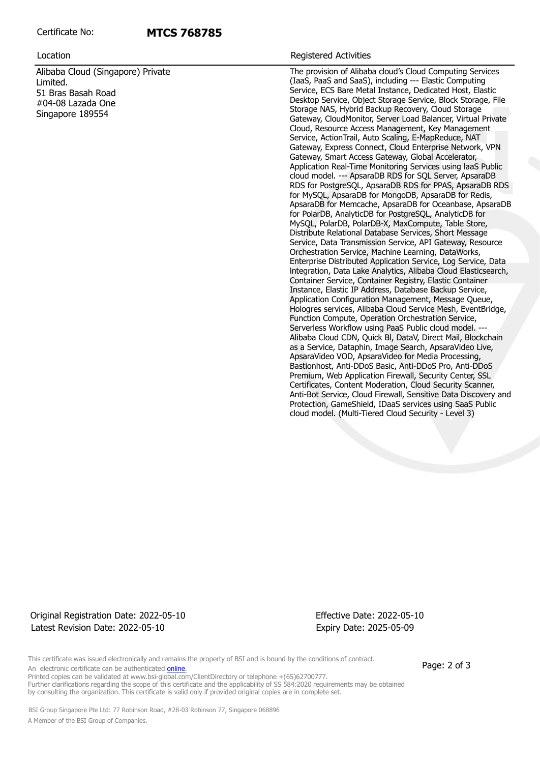Certificate No: **MTCS 768785**

| Location | Registered Activities |
| --- | --- |
| Alibaba Cloud (Singapore) Private Limited.<br>51 Bras Basah Road<br>#04-08 Lazada One<br>Singapore 189554 | The provision of Alibaba cloud's Cloud Computing Services (IaaS, PaaS and SaaS), including --- Elastic Computing Service, ECS Bare Metal Instance, Dedicated Host, Elastic Desktop Service, Object Storage Service, Block Storage, File Storage NAS, Hybrid Backup Recovery, Cloud Storage Gateway, CloudMonitor, Server Load Balancer, Virtual Private Cloud, Resource Access Management, Key Management Service, ActionTrail, Auto Scaling, E-MapReduce, NAT Gateway, Express Connect, Cloud Enterprise Network, VPN Gateway, Smart Access Gateway, Global Accelerator, Application Real-Time Monitoring Services using IaaS Public cloud model. --- ApsaraDB RDS for SQL Server, ApsaraDB RDS for PostgreSQL, ApsaraDB RDS for PPAS, ApsaraDB RDS for MySQL, ApsaraDB for MongoDB, ApsaraDB for Redis, ApsaraDB for Memcache, ApsaraDB for Oceanbase, ApsaraDB for PolarDB, AnalyticDB for PostgreSQL, AnalyticDB for MySQL, PolarDB, PolarDB-X, MaxCompute, Table Store, Distribute Relational Database Services, Short Message Service, Data Transmission Service, API Gateway, Resource Orchestration Service, Machine Learning, DataWorks, Enterprise Distributed Application Service, Log Service, Data Integration, Data Lake Analytics, Alibaba Cloud Elasticsearch, Container Service, Container Registry, Elastic Container Instance, Elastic IP Address, Database Backup Service, Application Configuration Management, Message Queue, Hologres services, Alibaba Cloud Service Mesh, EventBridge, Function Compute, Operation Orchestration Service, Serverless Workflow using PaaS Public cloud model. --- Alibaba Cloud CDN, Quick BI, DataV, Direct Mail, Blockchain as a Service, Dataphin, Image Search, ApsaraVideo Live, ApsaraVideo VOD, ApsaraVideo for Media Processing, Bastionhost, Anti-DDoS Basic, Anti-DDoS Pro, Anti-DDoS Premium, Web Application Firewall, Security Center, SSL Certificates, Content Moderation, Cloud Security Scanner, Anti-Bot Service, Cloud Firewall, Sensitive Data Discovery and Protection, GameShield, IDaaS services using SaaS Public cloud model. (Multi-Tiered Cloud Security - Level 3) |

Original Registration Date: 2022-05-10
Latest Revision Date: 2022-05-10

Effective Date: 2022-05-10
Expiry Date: 2025-05-09

This certificate was issued electronically and remains the property of BSI and is bound by the conditions of contract.
An electronic certificate can be authenticated online.
Printed copies can be validated at www.bsi-global.com/ClientDirectory or telephone +(65)62700777.
Further clarifications regarding the scope of this certificate and the applicability of SS 584:2020 requirements may be obtained by consulting the organization. This certificate is valid only if provided original copies are in complete set.

BSI Group Singapore Pte Ltd: 77 Robinson Road, #28-03 Robinson 77, Singapore 068896
A Member of the BSI Group of Companies.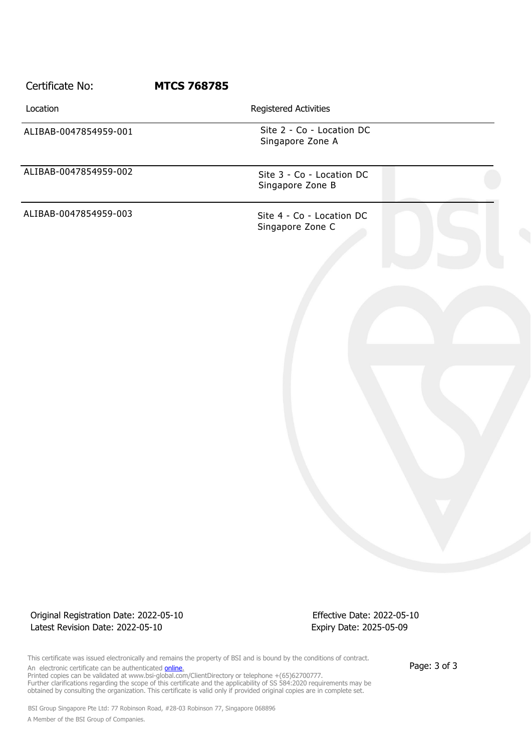Certificate No: **MTCS 768785**

| Location | Registered Activities |
| --- | --- |
| ALIBAB-0047854959-001 | Site 2 - Co - Location DC Singapore Zone A |
| ALIBAB-0047854959-002 | Site 3 - Co - Location DC Singapore Zone B |
| ALIBAB-0047854959-003 | Site 4 - Co - Location DC Singapore Zone C |

Original Registration Date: 2022-05-10
Latest Revision Date: 2022-05-10

Effective Date: 2022-05-10
Expiry Date: 2025-05-09

This certificate was issued electronically and remains the property of BSI and is bound by the conditions of contract.
An electronic certificate can be authenticated online.
Printed copies can be validated at www.bsi-global.com/ClientDirectory or telephone +(65)62700777.
Further clarifications regarding the scope of this certificate and the applicability of SS 584:2020 requirements may be obtained by consulting the organization. This certificate is valid only if provided original copies are in complete set.

BSI Group Singapore Pte Ltd: 77 Robinson Road, #28-03 Robinson 77, Singapore 068896
A Member of the BSI Group of Companies.